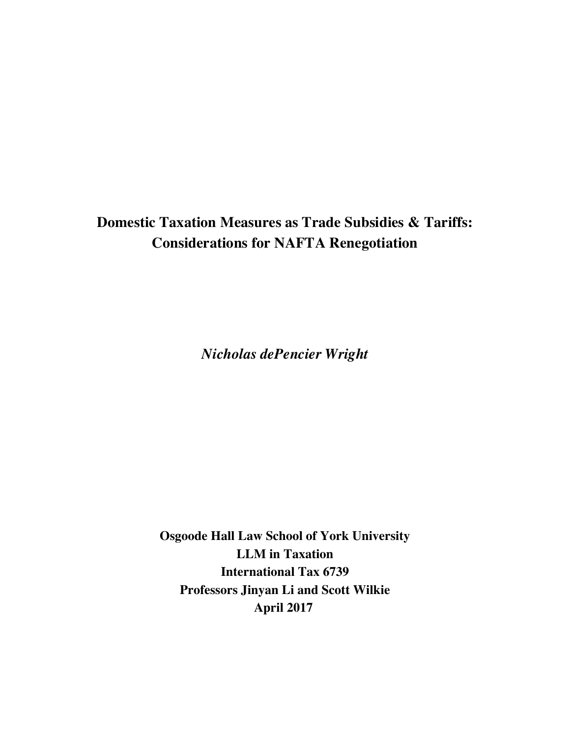# Domestic Taxation Measures as Trade Subsidies & Tariffs: Considerations for NAFTA Renegotiation

*Nicholas dePencier Wright*

**Osgoode Hall Law School of York University**
**LLM in Taxation**
**International Tax 6739**
**Professors Jinyan Li and Scott Wilkie**
**April 2017**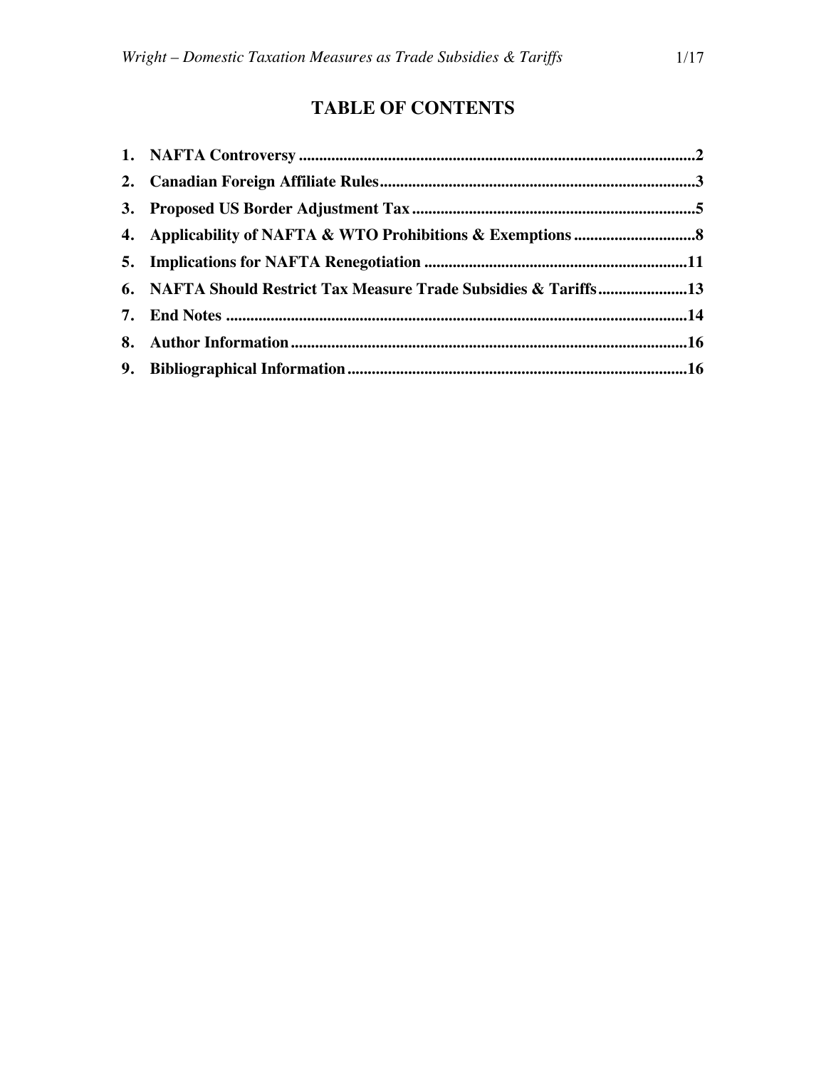# TABLE OF CONTENTS

1. **NAFTA Controversy** ..................................................................................................2
2. **Canadian Foreign Affiliate Rules**.............................................................................3
3. **Proposed US Border Adjustment Tax**.....................................................................5
4. **Applicability of NAFTA & WTO Prohibitions & Exemptions** ..............................8
5. **Implications for NAFTA Renegotiation** .................................................................11
6. **NAFTA Should Restrict Tax Measure Trade Subsidies & Tariffs**......................13
7. **End Notes** ..................................................................................................................14
8. **Author Information**..................................................................................................16
9. **Bibliographical Information**...................................................................................16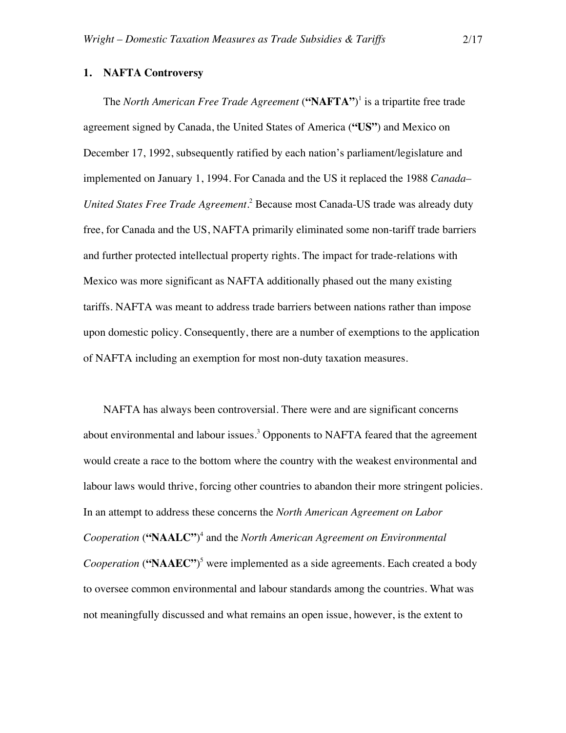## 1. NAFTA Controversy

The *North American Free Trade Agreement* (**"NAFTA"**)[1] is a tripartite free trade agreement signed by Canada, the United States of America (**"US"**) and Mexico on December 17, 1992, subsequently ratified by each nation's parliament/legislature and implemented on January 1, 1994. For Canada and the US it replaced the 1988 *Canada–United States Free Trade Agreement*.[2] Because most Canada-US trade was already duty free, for Canada and the US, NAFTA primarily eliminated some non-tariff trade barriers and further protected intellectual property rights. The impact for trade-relations with Mexico was more significant as NAFTA additionally phased out the many existing tariffs. NAFTA was meant to address trade barriers between nations rather than impose upon domestic policy. Consequently, there are a number of exemptions to the application of NAFTA including an exemption for most non-duty taxation measures.

NAFTA has always been controversial. There were and are significant concerns about environmental and labour issues.[3] Opponents to NAFTA feared that the agreement would create a race to the bottom where the country with the weakest environmental and labour laws would thrive, forcing other countries to abandon their more stringent policies. In an attempt to address these concerns the *North American Agreement on Labor Cooperation* (**"NAALC"**)[4] and the *North American Agreement on Environmental Cooperation* (**"NAAEC"**)[5] were implemented as a side agreements. Each created a body to oversee common environmental and labour standards among the countries. What was not meaningfully discussed and what remains an open issue, however, is the extent to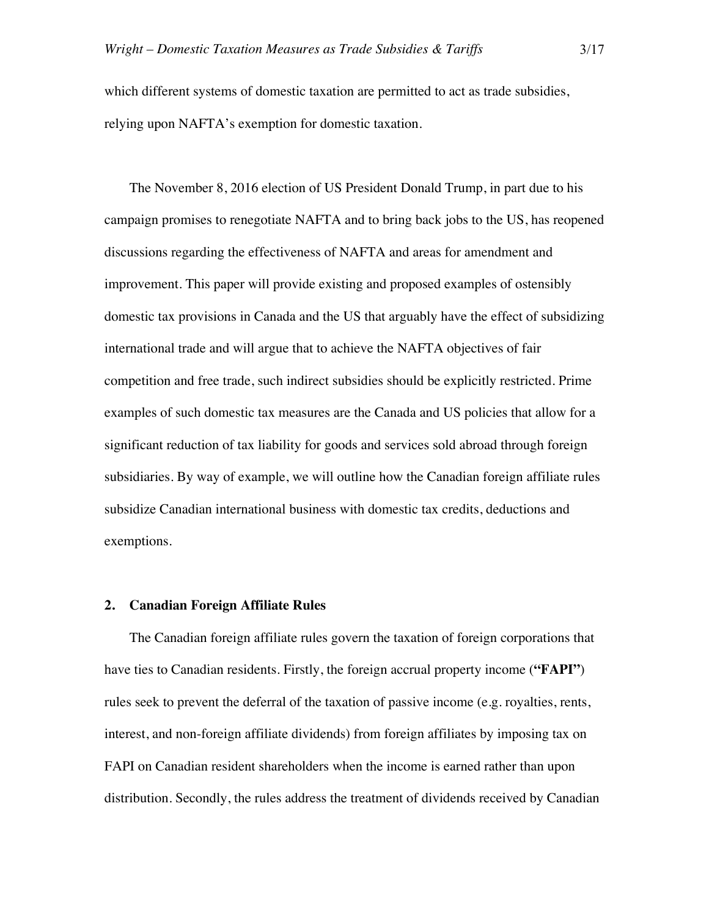which different systems of domestic taxation are permitted to act as trade subsidies, relying upon NAFTA's exemption for domestic taxation.

The November 8, 2016 election of US President Donald Trump, in part due to his campaign promises to renegotiate NAFTA and to bring back jobs to the US, has reopened discussions regarding the effectiveness of NAFTA and areas for amendment and improvement. This paper will provide existing and proposed examples of ostensibly domestic tax provisions in Canada and the US that arguably have the effect of subsidizing international trade and will argue that to achieve the NAFTA objectives of fair competition and free trade, such indirect subsidies should be explicitly restricted. Prime examples of such domestic tax measures are the Canada and US policies that allow for a significant reduction of tax liability for goods and services sold abroad through foreign subsidiaries. By way of example, we will outline how the Canadian foreign affiliate rules subsidize Canadian international business with domestic tax credits, deductions and exemptions.

## 2. Canadian Foreign Affiliate Rules

The Canadian foreign affiliate rules govern the taxation of foreign corporations that have ties to Canadian residents. Firstly, the foreign accrual property income (**"FAPI"**) rules seek to prevent the deferral of the taxation of passive income (e.g. royalties, rents, interest, and non-foreign affiliate dividends) from foreign affiliates by imposing tax on FAPI on Canadian resident shareholders when the income is earned rather than upon distribution. Secondly, the rules address the treatment of dividends received by Canadian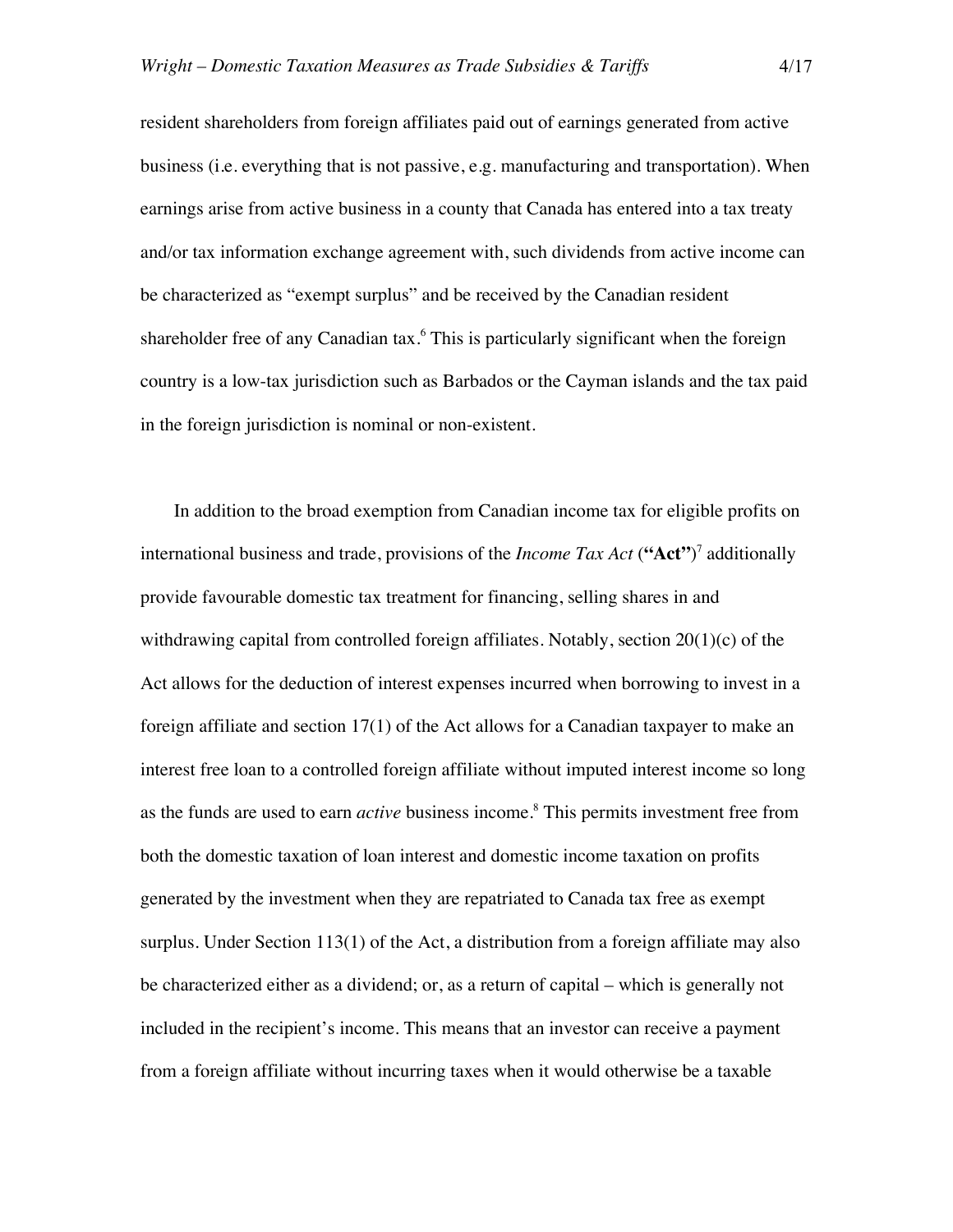resident shareholders from foreign affiliates paid out of earnings generated from active business (i.e. everything that is not passive, e.g. manufacturing and transportation). When earnings arise from active business in a county that Canada has entered into a tax treaty and/or tax information exchange agreement with, such dividends from active income can be characterized as "exempt surplus" and be received by the Canadian resident shareholder free of any Canadian tax.[6] This is particularly significant when the foreign country is a low-tax jurisdiction such as Barbados or the Cayman islands and the tax paid in the foreign jurisdiction is nominal or non-existent.

In addition to the broad exemption from Canadian income tax for eligible profits on international business and trade, provisions of the *Income Tax Act* (**"Act"**)[7] additionally provide favourable domestic tax treatment for financing, selling shares in and withdrawing capital from controlled foreign affiliates. Notably, section 20(1)(c) of the Act allows for the deduction of interest expenses incurred when borrowing to invest in a foreign affiliate and section 17(1) of the Act allows for a Canadian taxpayer to make an interest free loan to a controlled foreign affiliate without imputed interest income so long as the funds are used to earn *active* business income.[8] This permits investment free from both the domestic taxation of loan interest and domestic income taxation on profits generated by the investment when they are repatriated to Canada tax free as exempt surplus. Under Section 113(1) of the Act, a distribution from a foreign affiliate may also be characterized either as a dividend; or, as a return of capital – which is generally not included in the recipient's income. This means that an investor can receive a payment from a foreign affiliate without incurring taxes when it would otherwise be a taxable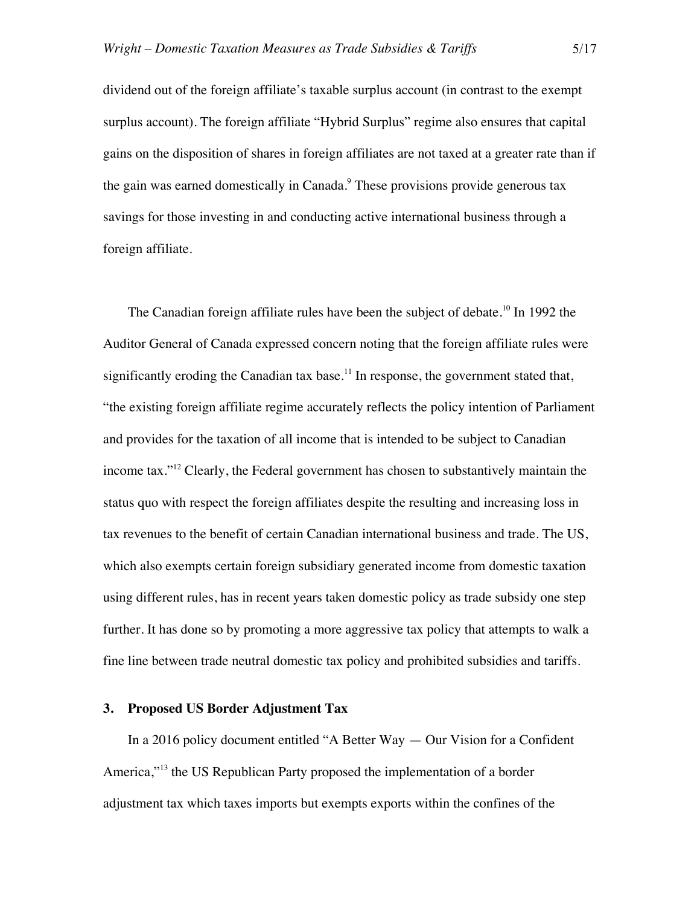dividend out of the foreign affiliate's taxable surplus account (in contrast to the exempt surplus account). The foreign affiliate "Hybrid Surplus" regime also ensures that capital gains on the disposition of shares in foreign affiliates are not taxed at a greater rate than if the gain was earned domestically in Canada.[9] These provisions provide generous tax savings for those investing in and conducting active international business through a foreign affiliate.

The Canadian foreign affiliate rules have been the subject of debate.[10] In 1992 the Auditor General of Canada expressed concern noting that the foreign affiliate rules were significantly eroding the Canadian tax base.[11] In response, the government stated that, "the existing foreign affiliate regime accurately reflects the policy intention of Parliament and provides for the taxation of all income that is intended to be subject to Canadian income tax."[12] Clearly, the Federal government has chosen to substantively maintain the status quo with respect the foreign affiliates despite the resulting and increasing loss in tax revenues to the benefit of certain Canadian international business and trade. The US, which also exempts certain foreign subsidiary generated income from domestic taxation using different rules, has in recent years taken domestic policy as trade subsidy one step further. It has done so by promoting a more aggressive tax policy that attempts to walk a fine line between trade neutral domestic tax policy and prohibited subsidies and tariffs.

## 3. Proposed US Border Adjustment Tax

In a 2016 policy document entitled "A Better Way — Our Vision for a Confident America,"[13] the US Republican Party proposed the implementation of a border adjustment tax which taxes imports but exempts exports within the confines of the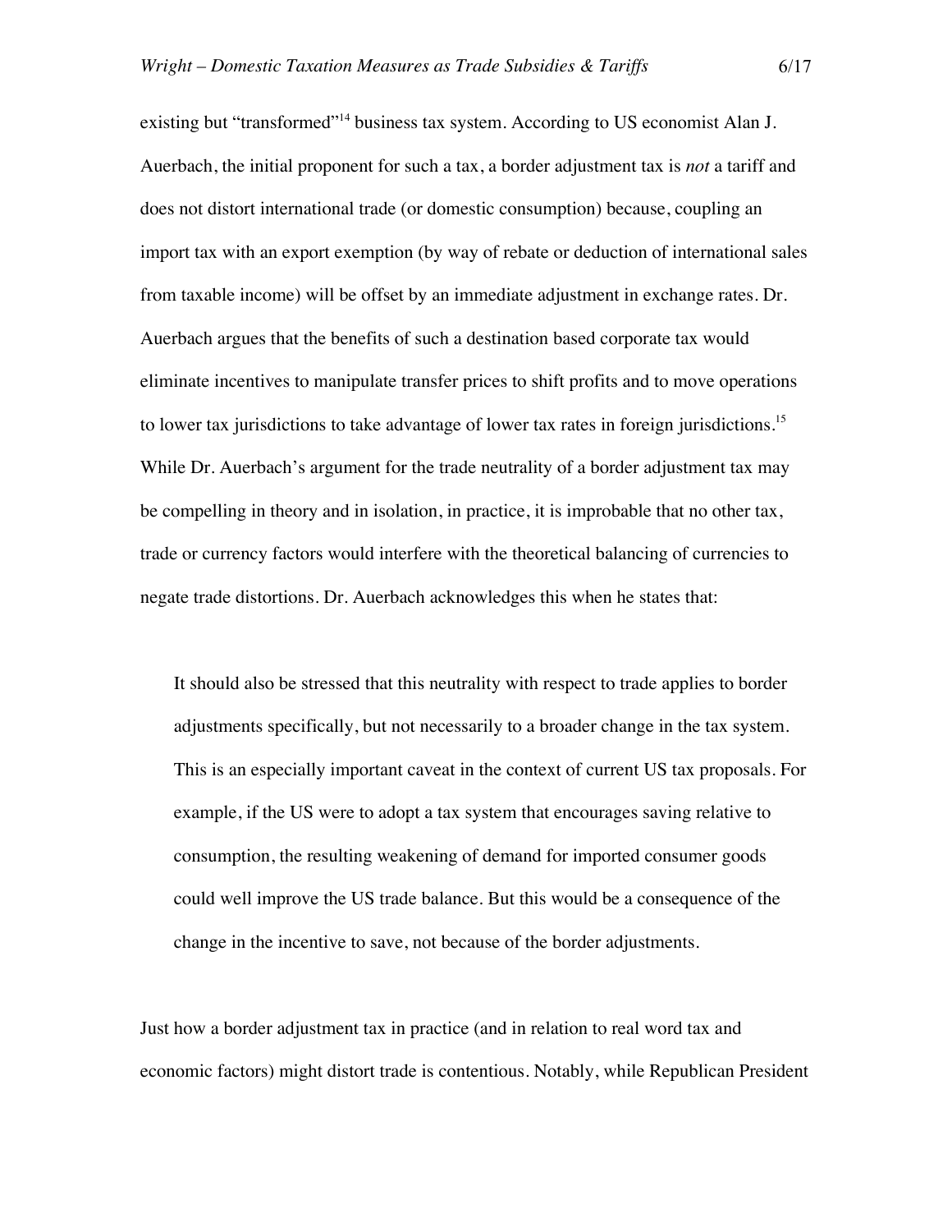existing but "transformed"[14] business tax system. According to US economist Alan J. Auerbach, the initial proponent for such a tax, a border adjustment tax is *not* a tariff and does not distort international trade (or domestic consumption) because, coupling an import tax with an export exemption (by way of rebate or deduction of international sales from taxable income) will be offset by an immediate adjustment in exchange rates. Dr. Auerbach argues that the benefits of such a destination based corporate tax would eliminate incentives to manipulate transfer prices to shift profits and to move operations to lower tax jurisdictions to take advantage of lower tax rates in foreign jurisdictions.[15] While Dr. Auerbach's argument for the trade neutrality of a border adjustment tax may be compelling in theory and in isolation, in practice, it is improbable that no other tax, trade or currency factors would interfere with the theoretical balancing of currencies to negate trade distortions. Dr. Auerbach acknowledges this when he states that:

> It should also be stressed that this neutrality with respect to trade applies to border adjustments specifically, but not necessarily to a broader change in the tax system. This is an especially important caveat in the context of current US tax proposals. For example, if the US were to adopt a tax system that encourages saving relative to consumption, the resulting weakening of demand for imported consumer goods could well improve the US trade balance. But this would be a consequence of the change in the incentive to save, not because of the border adjustments.

Just how a border adjustment tax in practice (and in relation to real word tax and economic factors) might distort trade is contentious. Notably, while Republican President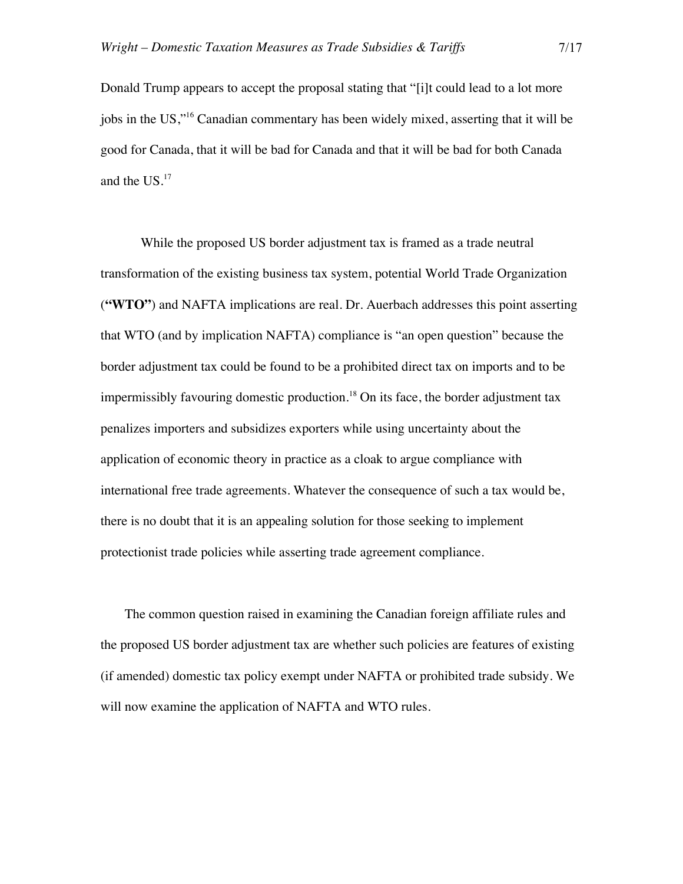Donald Trump appears to accept the proposal stating that "[i]t could lead to a lot more jobs in the US,"[16] Canadian commentary has been widely mixed, asserting that it will be good for Canada, that it will be bad for Canada and that it will be bad for both Canada and the US.[17]

While the proposed US border adjustment tax is framed as a trade neutral transformation of the existing business tax system, potential World Trade Organization (**"WTO"**) and NAFTA implications are real. Dr. Auerbach addresses this point asserting that WTO (and by implication NAFTA) compliance is "an open question" because the border adjustment tax could be found to be a prohibited direct tax on imports and to be impermissibly favouring domestic production.[18] On its face, the border adjustment tax penalizes importers and subsidizes exporters while using uncertainty about the application of economic theory in practice as a cloak to argue compliance with international free trade agreements. Whatever the consequence of such a tax would be, there is no doubt that it is an appealing solution for those seeking to implement protectionist trade policies while asserting trade agreement compliance.

The common question raised in examining the Canadian foreign affiliate rules and the proposed US border adjustment tax are whether such policies are features of existing (if amended) domestic tax policy exempt under NAFTA or prohibited trade subsidy. We will now examine the application of NAFTA and WTO rules.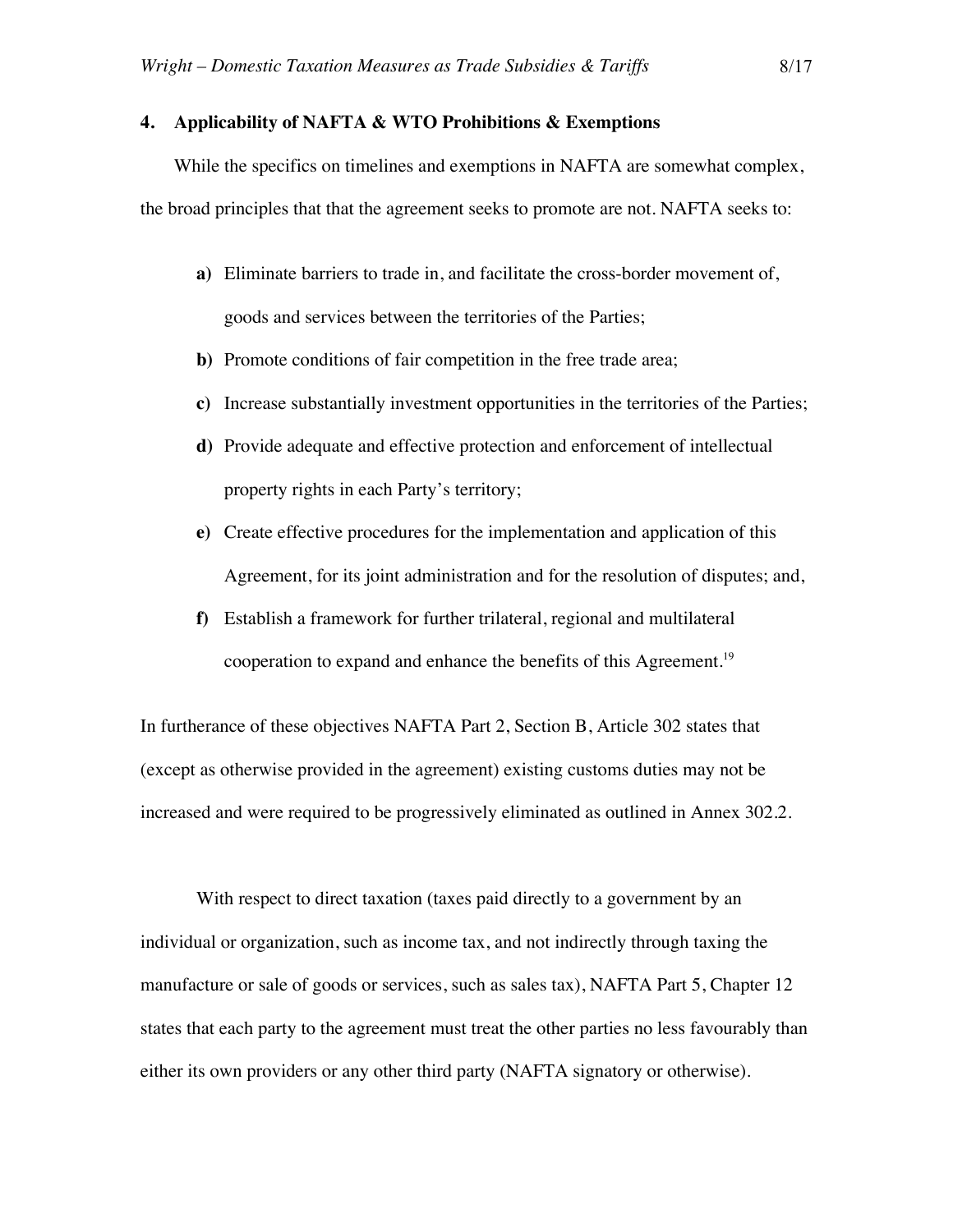## 4. Applicability of NAFTA & WTO Prohibitions & Exemptions

While the specifics on timelines and exemptions in NAFTA are somewhat complex, the broad principles that that the agreement seeks to promote are not. NAFTA seeks to:

- **a)** Eliminate barriers to trade in, and facilitate the cross-border movement of, goods and services between the territories of the Parties;
- **b)** Promote conditions of fair competition in the free trade area;
- **c)** Increase substantially investment opportunities in the territories of the Parties;
- **d)** Provide adequate and effective protection and enforcement of intellectual property rights in each Party's territory;
- **e)** Create effective procedures for the implementation and application of this Agreement, for its joint administration and for the resolution of disputes; and,
- **f)** Establish a framework for further trilateral, regional and multilateral cooperation to expand and enhance the benefits of this Agreement.[19]

In furtherance of these objectives NAFTA Part 2, Section B, Article 302 states that (except as otherwise provided in the agreement) existing customs duties may not be increased and were required to be progressively eliminated as outlined in Annex 302.2.

With respect to direct taxation (taxes paid directly to a government by an individual or organization, such as income tax, and not indirectly through taxing the manufacture or sale of goods or services, such as sales tax), NAFTA Part 5, Chapter 12 states that each party to the agreement must treat the other parties no less favourably than either its own providers or any other third party (NAFTA signatory or otherwise).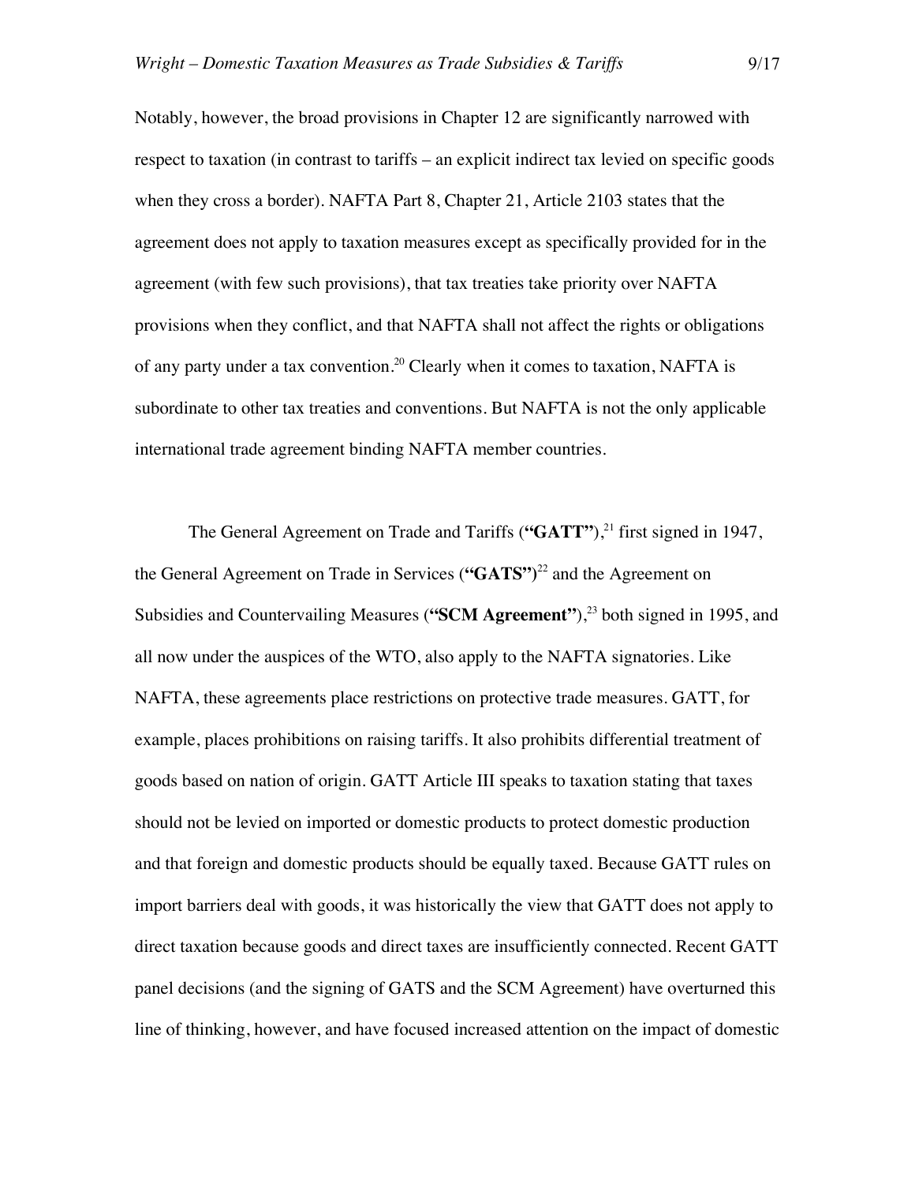Notably, however, the broad provisions in Chapter 12 are significantly narrowed with respect to taxation (in contrast to tariffs – an explicit indirect tax levied on specific goods when they cross a border). NAFTA Part 8, Chapter 21, Article 2103 states that the agreement does not apply to taxation measures except as specifically provided for in the agreement (with few such provisions), that tax treaties take priority over NAFTA provisions when they conflict, and that NAFTA shall not affect the rights or obligations of any party under a tax convention.[20] Clearly when it comes to taxation, NAFTA is subordinate to other tax treaties and conventions. But NAFTA is not the only applicable international trade agreement binding NAFTA member countries.

The General Agreement on Trade and Tariffs (**"GATT"**),[21] first signed in 1947, the General Agreement on Trade in Services (**"GATS"**)[22] and the Agreement on Subsidies and Countervailing Measures (**"SCM Agreement"**),[23] both signed in 1995, and all now under the auspices of the WTO, also apply to the NAFTA signatories. Like NAFTA, these agreements place restrictions on protective trade measures. GATT, for example, places prohibitions on raising tariffs. It also prohibits differential treatment of goods based on nation of origin. GATT Article III speaks to taxation stating that taxes should not be levied on imported or domestic products to protect domestic production and that foreign and domestic products should be equally taxed. Because GATT rules on import barriers deal with goods, it was historically the view that GATT does not apply to direct taxation because goods and direct taxes are insufficiently connected. Recent GATT panel decisions (and the signing of GATS and the SCM Agreement) have overturned this line of thinking, however, and have focused increased attention on the impact of domestic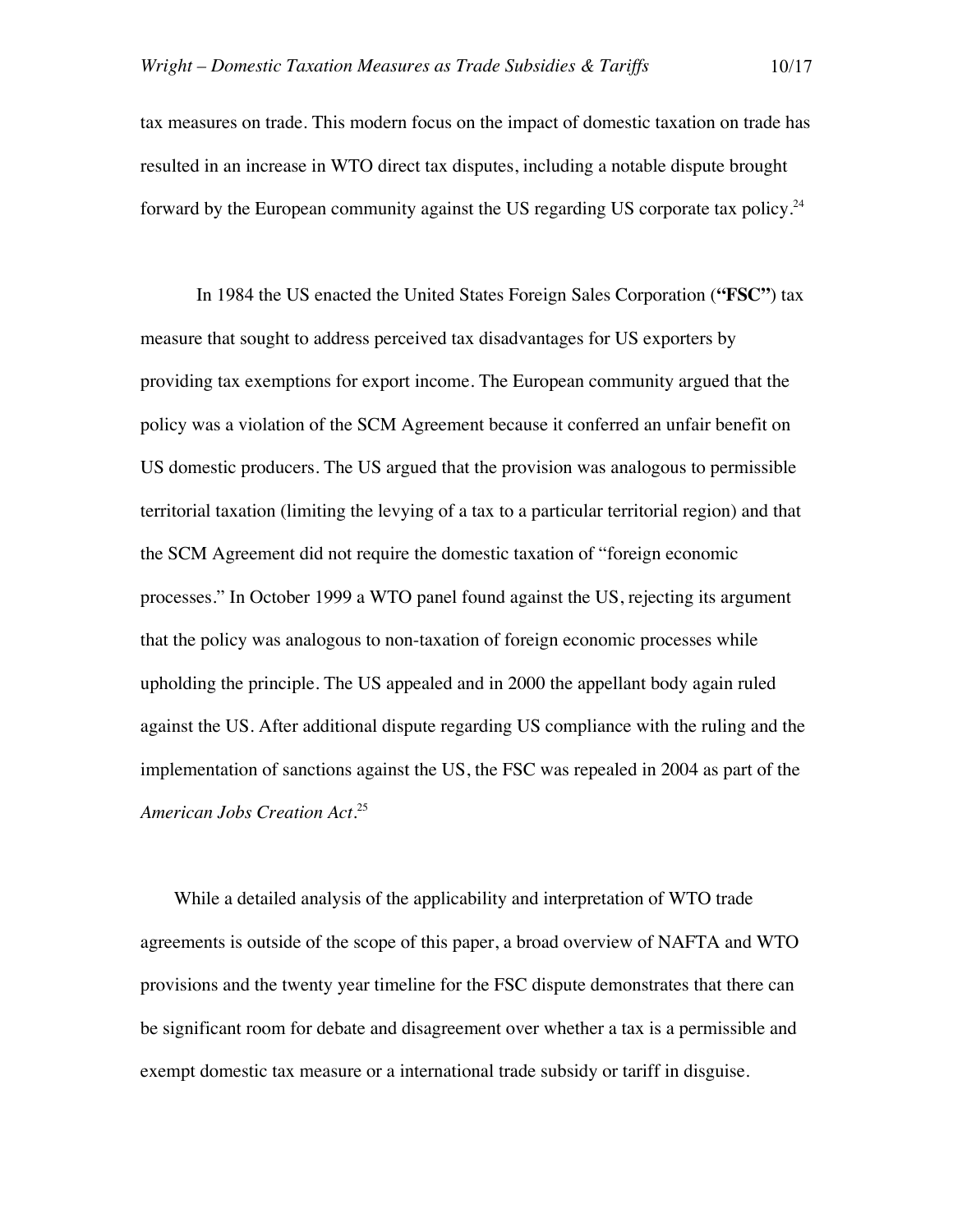tax measures on trade. This modern focus on the impact of domestic taxation on trade has resulted in an increase in WTO direct tax disputes, including a notable dispute brought forward by the European community against the US regarding US corporate tax policy.[24]

In 1984 the US enacted the United States Foreign Sales Corporation (**"FSC"**) tax measure that sought to address perceived tax disadvantages for US exporters by providing tax exemptions for export income. The European community argued that the policy was a violation of the SCM Agreement because it conferred an unfair benefit on US domestic producers. The US argued that the provision was analogous to permissible territorial taxation (limiting the levying of a tax to a particular territorial region) and that the SCM Agreement did not require the domestic taxation of "foreign economic processes." In October 1999 a WTO panel found against the US, rejecting its argument that the policy was analogous to non-taxation of foreign economic processes while upholding the principle. The US appealed and in 2000 the appellant body again ruled against the US. After additional dispute regarding US compliance with the ruling and the implementation of sanctions against the US, the FSC was repealed in 2004 as part of the *American Jobs Creation Act*.[25]

While a detailed analysis of the applicability and interpretation of WTO trade agreements is outside of the scope of this paper, a broad overview of NAFTA and WTO provisions and the twenty year timeline for the FSC dispute demonstrates that there can be significant room for debate and disagreement over whether a tax is a permissible and exempt domestic tax measure or a international trade subsidy or tariff in disguise.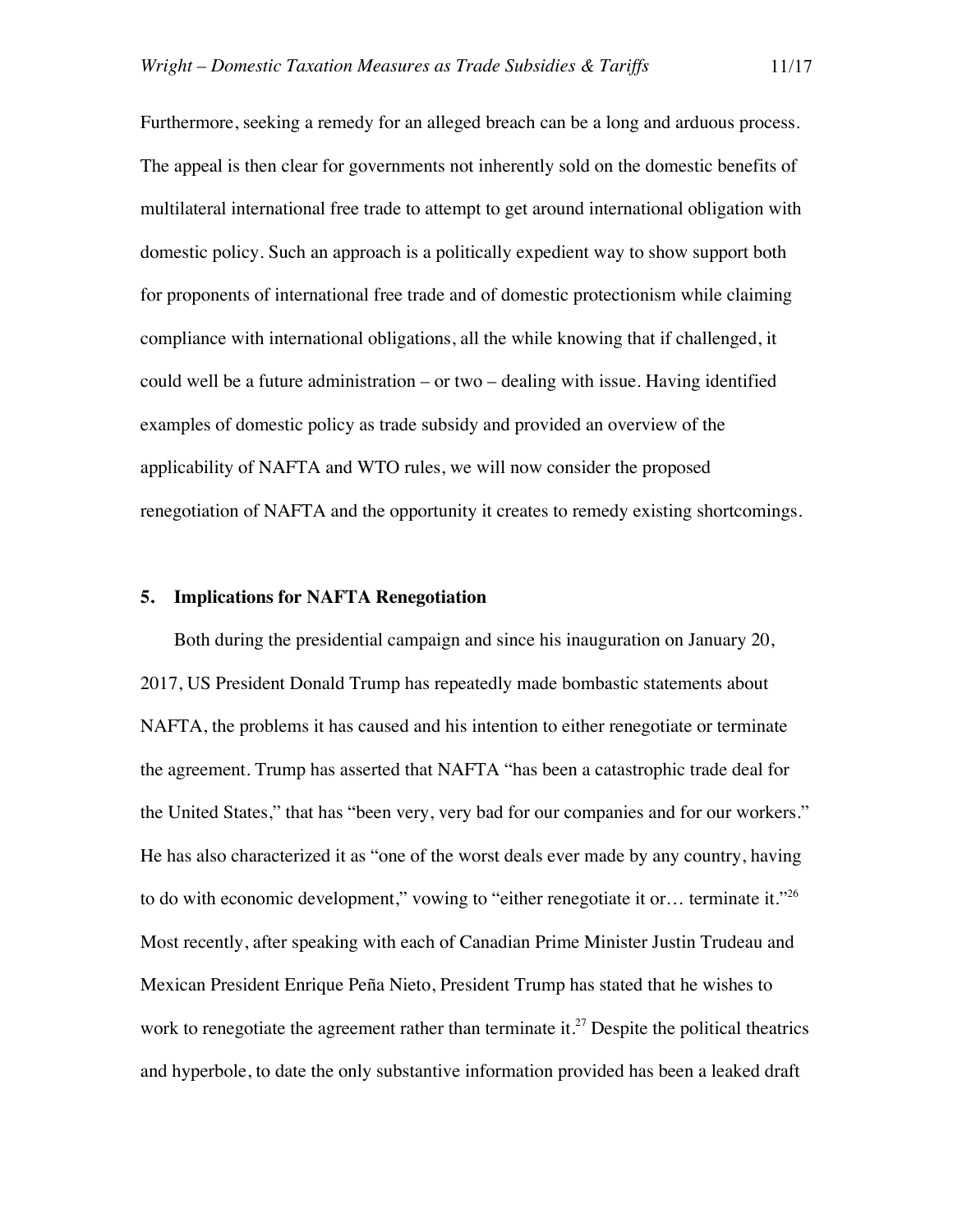Furthermore, seeking a remedy for an alleged breach can be a long and arduous process. The appeal is then clear for governments not inherently sold on the domestic benefits of multilateral international free trade to attempt to get around international obligation with domestic policy. Such an approach is a politically expedient way to show support both for proponents of international free trade and of domestic protectionism while claiming compliance with international obligations, all the while knowing that if challenged, it could well be a future administration – or two – dealing with issue. Having identified examples of domestic policy as trade subsidy and provided an overview of the applicability of NAFTA and WTO rules, we will now consider the proposed renegotiation of NAFTA and the opportunity it creates to remedy existing shortcomings.

## 5. Implications for NAFTA Renegotiation

Both during the presidential campaign and since his inauguration on January 20, 2017, US President Donald Trump has repeatedly made bombastic statements about NAFTA, the problems it has caused and his intention to either renegotiate or terminate the agreement. Trump has asserted that NAFTA "has been a catastrophic trade deal for the United States," that has "been very, very bad for our companies and for our workers." He has also characterized it as "one of the worst deals ever made by any country, having to do with economic development," vowing to "either renegotiate it or… terminate it."[26] Most recently, after speaking with each of Canadian Prime Minister Justin Trudeau and Mexican President Enrique Peña Nieto, President Trump has stated that he wishes to work to renegotiate the agreement rather than terminate it.[27] Despite the political theatrics and hyperbole, to date the only substantive information provided has been a leaked draft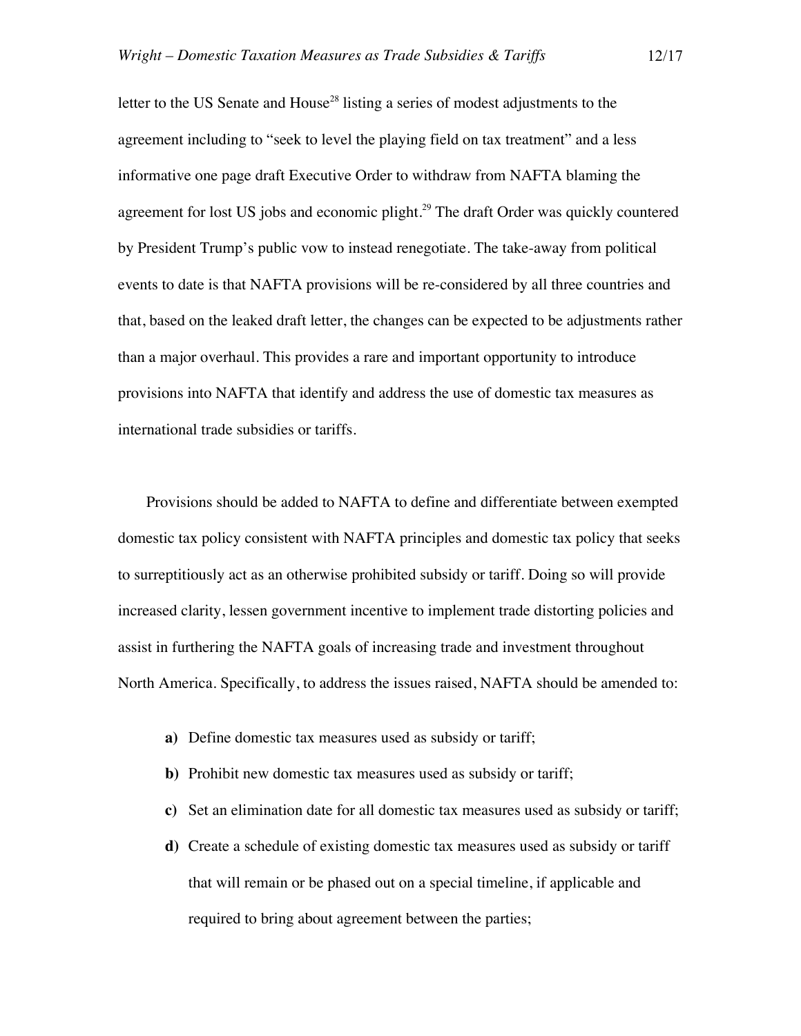letter to the US Senate and House[28] listing a series of modest adjustments to the agreement including to "seek to level the playing field on tax treatment" and a less informative one page draft Executive Order to withdraw from NAFTA blaming the agreement for lost US jobs and economic plight.[29] The draft Order was quickly countered by President Trump's public vow to instead renegotiate. The take-away from political events to date is that NAFTA provisions will be re-considered by all three countries and that, based on the leaked draft letter, the changes can be expected to be adjustments rather than a major overhaul. This provides a rare and important opportunity to introduce provisions into NAFTA that identify and address the use of domestic tax measures as international trade subsidies or tariffs.

Provisions should be added to NAFTA to define and differentiate between exempted domestic tax policy consistent with NAFTA principles and domestic tax policy that seeks to surreptitiously act as an otherwise prohibited subsidy or tariff. Doing so will provide increased clarity, lessen government incentive to implement trade distorting policies and assist in furthering the NAFTA goals of increasing trade and investment throughout North America. Specifically, to address the issues raised, NAFTA should be amended to:

- **a)** Define domestic tax measures used as subsidy or tariff;
- **b)** Prohibit new domestic tax measures used as subsidy or tariff;
- **c)** Set an elimination date for all domestic tax measures used as subsidy or tariff;
- **d)** Create a schedule of existing domestic tax measures used as subsidy or tariff that will remain or be phased out on a special timeline, if applicable and required to bring about agreement between the parties;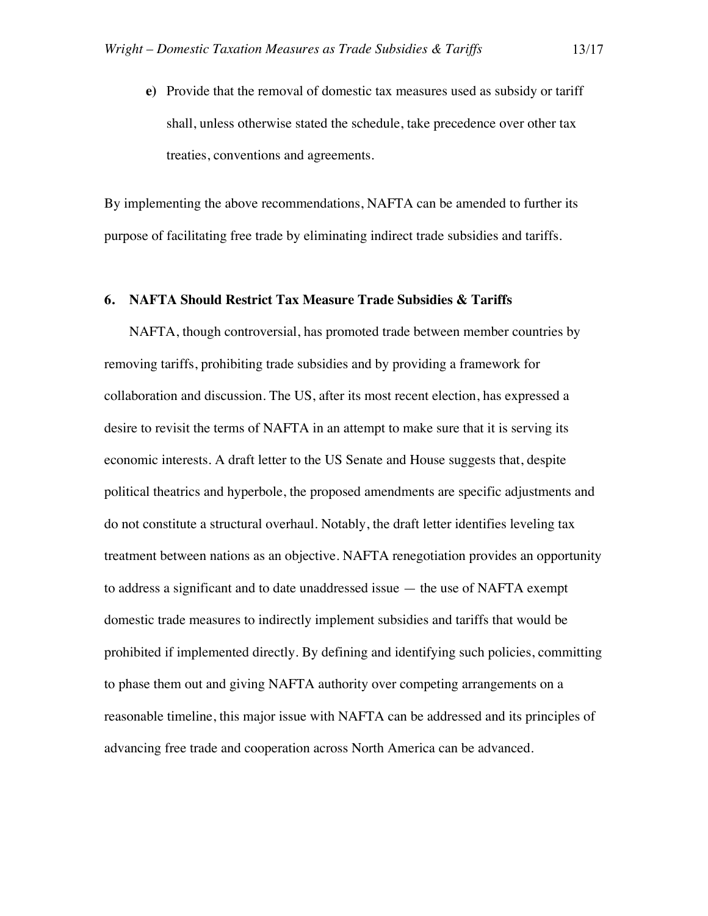**e)** Provide that the removal of domestic tax measures used as subsidy or tariff shall, unless otherwise stated the schedule, take precedence over other tax treaties, conventions and agreements.

By implementing the above recommendations, NAFTA can be amended to further its purpose of facilitating free trade by eliminating indirect trade subsidies and tariffs.

## 6. NAFTA Should Restrict Tax Measure Trade Subsidies & Tariffs

NAFTA, though controversial, has promoted trade between member countries by removing tariffs, prohibiting trade subsidies and by providing a framework for collaboration and discussion. The US, after its most recent election, has expressed a desire to revisit the terms of NAFTA in an attempt to make sure that it is serving its economic interests. A draft letter to the US Senate and House suggests that, despite political theatrics and hyperbole, the proposed amendments are specific adjustments and do not constitute a structural overhaul. Notably, the draft letter identifies leveling tax treatment between nations as an objective. NAFTA renegotiation provides an opportunity to address a significant and to date unaddressed issue — the use of NAFTA exempt domestic trade measures to indirectly implement subsidies and tariffs that would be prohibited if implemented directly. By defining and identifying such policies, committing to phase them out and giving NAFTA authority over competing arrangements on a reasonable timeline, this major issue with NAFTA can be addressed and its principles of advancing free trade and cooperation across North America can be advanced.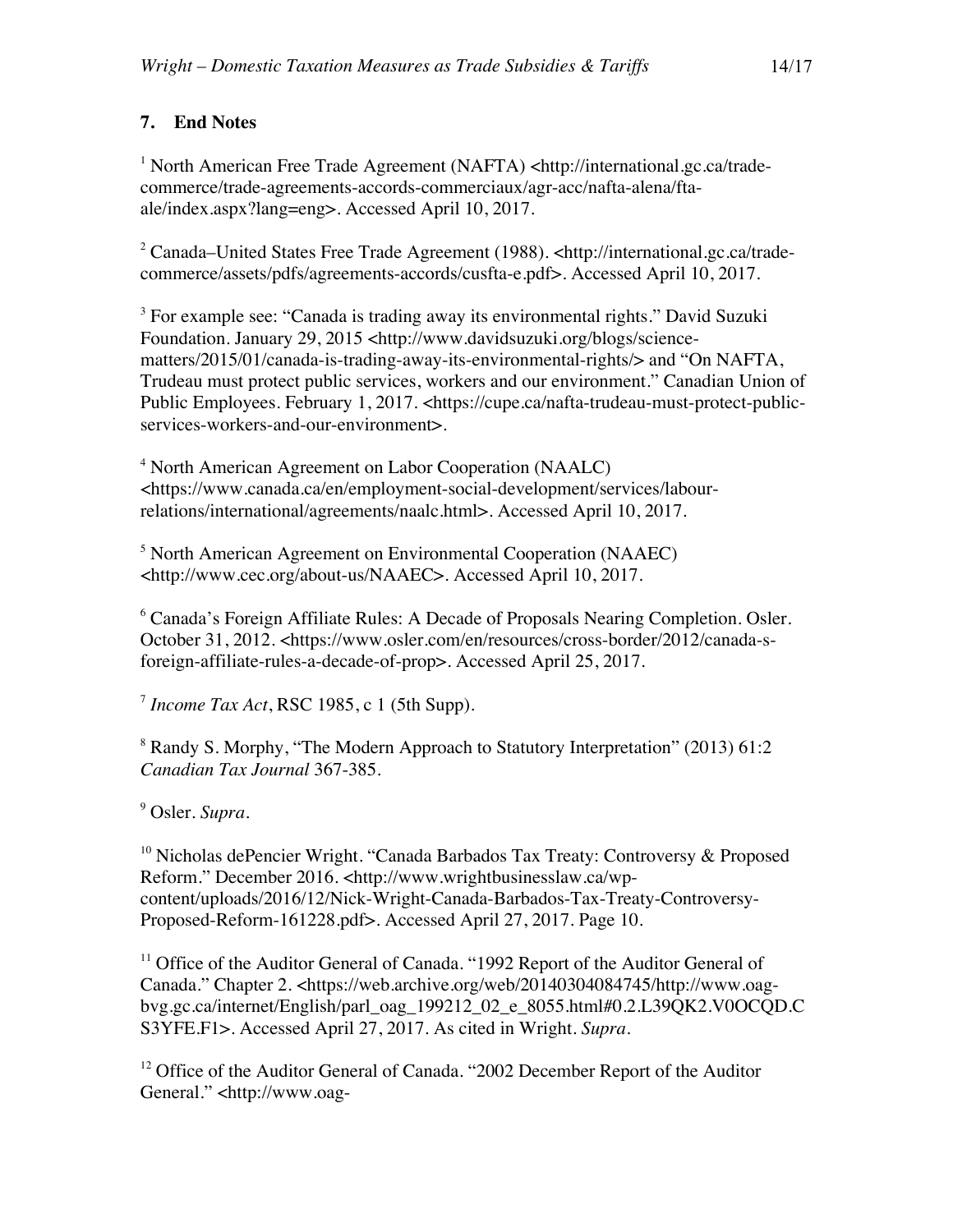## 7. End Notes

[1] North American Free Trade Agreement (NAFTA) <http://international.gc.ca/trade-commerce/trade-agreements-accords-commerciaux/agr-acc/nafta-alena/fta-ale/index.aspx?lang=eng>. Accessed April 10, 2017.

[2] Canada–United States Free Trade Agreement (1988). <http://international.gc.ca/trade-commerce/assets/pdfs/agreements-accords/cusfta-e.pdf>. Accessed April 10, 2017.

[3] For example see: "Canada is trading away its environmental rights." David Suzuki Foundation. January 29, 2015 <http://www.davidsuzuki.org/blogs/science-matters/2015/01/canada-is-trading-away-its-environmental-rights/> and "On NAFTA, Trudeau must protect public services, workers and our environment." Canadian Union of Public Employees. February 1, 2017. <https://cupe.ca/nafta-trudeau-must-protect-public-services-workers-and-our-environment>.

[4] North American Agreement on Labor Cooperation (NAALC) <https://www.canada.ca/en/employment-social-development/services/labour-relations/international/agreements/naalc.html>. Accessed April 10, 2017.

[5] North American Agreement on Environmental Cooperation (NAAEC) <http://www.cec.org/about-us/NAAEC>. Accessed April 10, 2017.

[6] Canada's Foreign Affiliate Rules: A Decade of Proposals Nearing Completion. Osler. October 31, 2012. <https://www.osler.com/en/resources/cross-border/2012/canada-s-foreign-affiliate-rules-a-decade-of-prop>. Accessed April 25, 2017.

[7] *Income Tax Act*, RSC 1985, c 1 (5th Supp).

[8] Randy S. Morphy, "The Modern Approach to Statutory Interpretation" (2013) 61:2 *Canadian Tax Journal* 367-385.

[9] Osler. *Supra*.

[10] Nicholas dePencier Wright. "Canada Barbados Tax Treaty: Controversy & Proposed Reform." December 2016. <http://www.wrightbusinesslaw.ca/wp-content/uploads/2016/12/Nick-Wright-Canada-Barbados-Tax-Treaty-Controversy-Proposed-Reform-161228.pdf>. Accessed April 27, 2017. Page 10.

[11] Office of the Auditor General of Canada. "1992 Report of the Auditor General of Canada." Chapter 2. <https://web.archive.org/web/20140304084745/http://www.oag-bvg.gc.ca/internet/English/parl_oag_199212_02_e_8055.html#0.2.L39QK2.V0OCQD.CS3YFE.F1>. Accessed April 27, 2017. As cited in Wright. *Supra*.

[12] Office of the Auditor General of Canada. "2002 December Report of the Auditor General." <http://www.oag-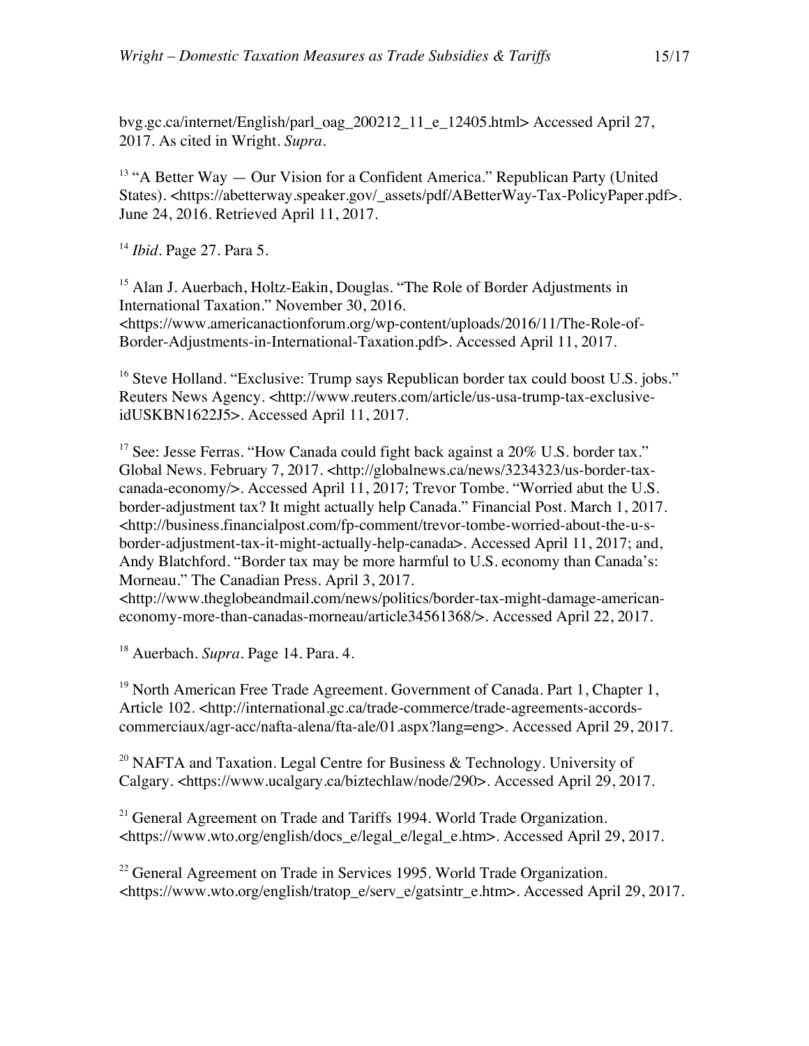bvg.gc.ca/internet/English/parl_oag_200212_11_e_12405.html> Accessed April 27, 2017. As cited in Wright. *Supra*.

[13] "A Better Way — Our Vision for a Confident America." Republican Party (United States). <https://abetterway.speaker.gov/_assets/pdf/ABetterWay-Tax-PolicyPaper.pdf>. June 24, 2016. Retrieved April 11, 2017.

[14] *Ibid*. Page 27. Para 5.

[15] Alan J. Auerbach, Holtz-Eakin, Douglas. "The Role of Border Adjustments in International Taxation." November 30, 2016. <https://www.americanactionforum.org/wp-content/uploads/2016/11/The-Role-of-Border-Adjustments-in-International-Taxation.pdf>. Accessed April 11, 2017.

[16] Steve Holland. "Exclusive: Trump says Republican border tax could boost U.S. jobs." Reuters News Agency. <http://www.reuters.com/article/us-usa-trump-tax-exclusive-idUSKBN1622J5>. Accessed April 11, 2017.

[17] See: Jesse Ferras. "How Canada could fight back against a 20% U.S. border tax." Global News. February 7, 2017. <http://globalnews.ca/news/3234323/us-border-tax-canada-economy/>. Accessed April 11, 2017; Trevor Tombe. "Worried abut the U.S. border-adjustment tax? It might actually help Canada." Financial Post. March 1, 2017. <http://business.financialpost.com/fp-comment/trevor-tombe-worried-about-the-u-s-border-adjustment-tax-it-might-actually-help-canada>. Accessed April 11, 2017; and, Andy Blatchford. "Border tax may be more harmful to U.S. economy than Canada's: Morneau." The Canadian Press. April 3, 2017. <http://www.theglobeandmail.com/news/politics/border-tax-might-damage-american-economy-more-than-canadas-morneau/article34561368/>. Accessed April 22, 2017.

[18] Auerbach. *Supra*. Page 14. Para. 4.

[19] North American Free Trade Agreement. Government of Canada. Part 1, Chapter 1, Article 102. <http://international.gc.ca/trade-commerce/trade-agreements-accords-commerciaux/agr-acc/nafta-alena/fta-ale/01.aspx?lang=eng>. Accessed April 29, 2017.

[20] NAFTA and Taxation. Legal Centre for Business & Technology. University of Calgary. <https://www.ucalgary.ca/biztechlaw/node/290>. Accessed April 29, 2017.

[21] General Agreement on Trade and Tariffs 1994. World Trade Organization. <https://www.wto.org/english/docs_e/legal_e/legal_e.htm>. Accessed April 29, 2017.

[22] General Agreement on Trade in Services 1995. World Trade Organization. <https://www.wto.org/english/tratop_e/serv_e/gatsintr_e.htm>. Accessed April 29, 2017.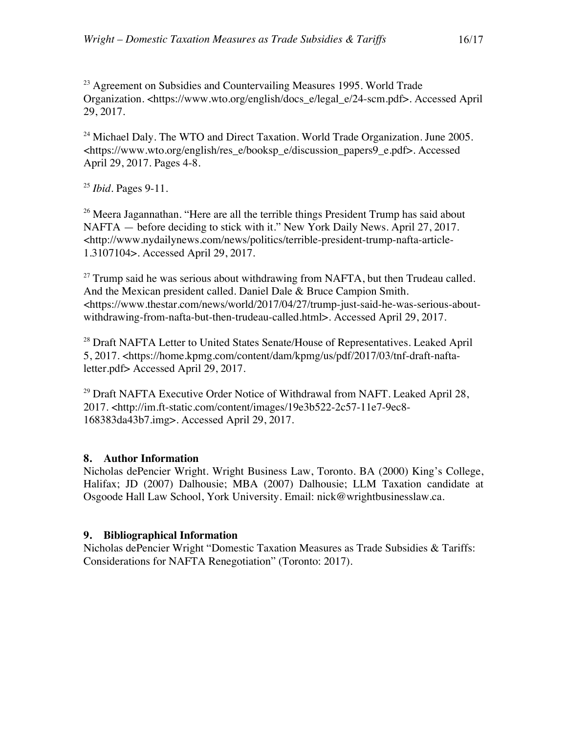[23] Agreement on Subsidies and Countervailing Measures 1995. World Trade Organization. <https://www.wto.org/english/docs_e/legal_e/24-scm.pdf>. Accessed April 29, 2017.

[24] Michael Daly. The WTO and Direct Taxation. World Trade Organization. June 2005. <https://www.wto.org/english/res_e/booksp_e/discussion_papers9_e.pdf>. Accessed April 29, 2017. Pages 4-8.

[25] *Ibid*. Pages 9-11.

[26] Meera Jagannathan. "Here are all the terrible things President Trump has said about NAFTA — before deciding to stick with it." New York Daily News. April 27, 2017. <http://www.nydailynews.com/news/politics/terrible-president-trump-nafta-article-1.3107104>. Accessed April 29, 2017.

[27] Trump said he was serious about withdrawing from NAFTA, but then Trudeau called. And the Mexican president called. Daniel Dale & Bruce Campion Smith. <https://www.thestar.com/news/world/2017/04/27/trump-just-said-he-was-serious-about-withdrawing-from-nafta-but-then-trudeau-called.html>. Accessed April 29, 2017.

[28] Draft NAFTA Letter to United States Senate/House of Representatives. Leaked April 5, 2017. <https://home.kpmg.com/content/dam/kpmg/us/pdf/2017/03/tnf-draft-nafta-letter.pdf> Accessed April 29, 2017.

[29] Draft NAFTA Executive Order Notice of Withdrawal from NAFT. Leaked April 28, 2017. <http://im.ft-static.com/content/images/19e3b522-2c57-11e7-9ec8-168383da43b7.img>. Accessed April 29, 2017.

## 8. Author Information

Nicholas dePencier Wright. Wright Business Law, Toronto. BA (2000) King's College, Halifax; JD (2007) Dalhousie; MBA (2007) Dalhousie; LLM Taxation candidate at Osgoode Hall Law School, York University. Email: nick@wrightbusinesslaw.ca.

## 9. Bibliographical Information

Nicholas dePencier Wright "Domestic Taxation Measures as Trade Subsidies & Tariffs: Considerations for NAFTA Renegotiation" (Toronto: 2017).